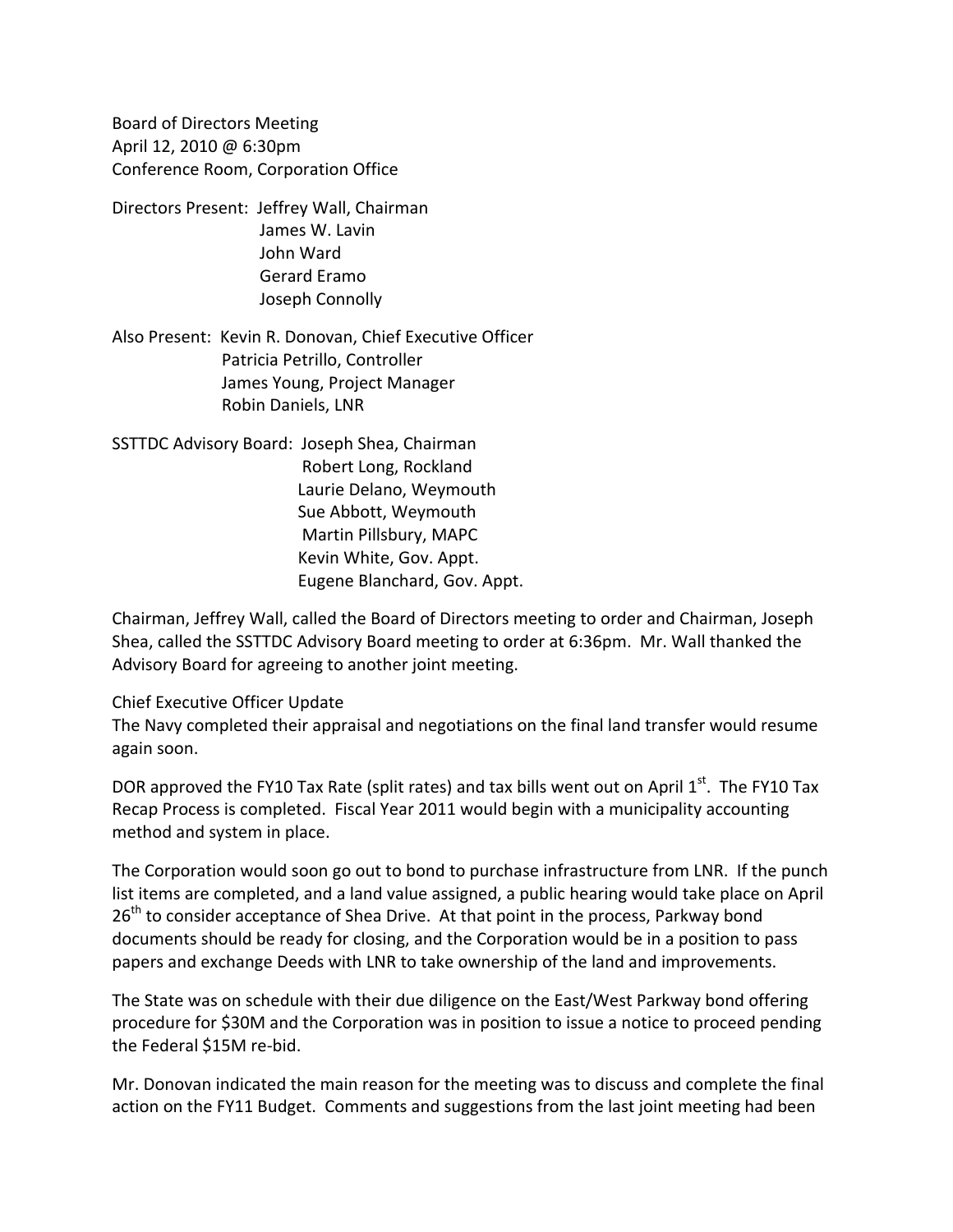Board of Directors Meeting
April 12, 2010 @ 6:30pm
Conference Room, Corporation Office

Directors Present: Jeffrey Wall, Chairman
James W. Lavin
John Ward
Gerard Eramo
Joseph Connolly

Also Present: Kevin R. Donovan, Chief Executive Officer
Patricia Petrillo, Controller
James Young, Project Manager
Robin Daniels, LNR

SSTTDC Advisory Board: Joseph Shea, Chairman
Robert Long, Rockland
Laurie Delano, Weymouth
Sue Abbott, Weymouth
Martin Pillsbury, MAPC
Kevin White, Gov. Appt.
Eugene Blanchard, Gov. Appt.

Chairman, Jeffrey Wall, called the Board of Directors meeting to order and Chairman, Joseph Shea, called the SSTTDC Advisory Board meeting to order at 6:36pm. Mr. Wall thanked the Advisory Board for agreeing to another joint meeting.

Chief Executive Officer Update

The Navy completed their appraisal and negotiations on the final land transfer would resume again soon.

DOR approved the FY10 Tax Rate (split rates) and tax bills went out on April 1st. The FY10 Tax Recap Process is completed. Fiscal Year 2011 would begin with a municipality accounting method and system in place.

The Corporation would soon go out to bond to purchase infrastructure from LNR. If the punch list items are completed, and a land value assigned, a public hearing would take place on April 26th to consider acceptance of Shea Drive. At that point in the process, Parkway bond documents should be ready for closing, and the Corporation would be in a position to pass papers and exchange Deeds with LNR to take ownership of the land and improvements.

The State was on schedule with their due diligence on the East/West Parkway bond offering procedure for $30M and the Corporation was in position to issue a notice to proceed pending the Federal $15M re-bid.

Mr. Donovan indicated the main reason for the meeting was to discuss and complete the final action on the FY11 Budget. Comments and suggestions from the last joint meeting had been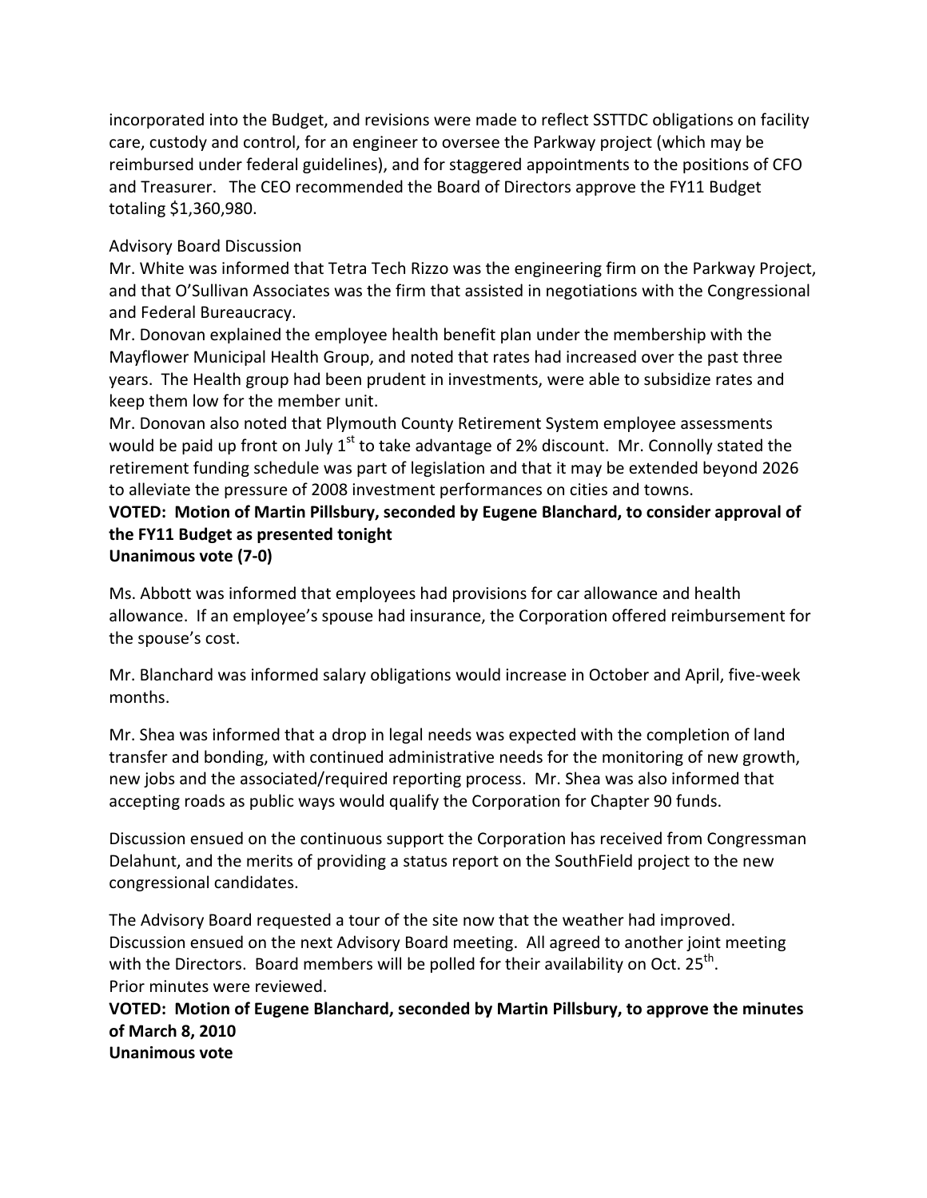incorporated into the Budget, and revisions were made to reflect SSTTDC obligations on facility care, custody and control, for an engineer to oversee the Parkway project (which may be reimbursed under federal guidelines), and for staggered appointments to the positions of CFO and Treasurer. The CEO recommended the Board of Directors approve the FY11 Budget totaling $1,360,980.

Advisory Board Discussion

Mr. White was informed that Tetra Tech Rizzo was the engineering firm on the Parkway Project, and that O'Sullivan Associates was the firm that assisted in negotiations with the Congressional and Federal Bureaucracy.

Mr. Donovan explained the employee health benefit plan under the membership with the Mayflower Municipal Health Group, and noted that rates had increased over the past three years. The Health group had been prudent in investments, were able to subsidize rates and keep them low for the member unit.

Mr. Donovan also noted that Plymouth County Retirement System employee assessments would be paid up front on July 1st to take advantage of 2% discount. Mr. Connolly stated the retirement funding schedule was part of legislation and that it may be extended beyond 2026 to alleviate the pressure of 2008 investment performances on cities and towns.

**VOTED: Motion of Martin Pillsbury, seconded by Eugene Blanchard, to consider approval of the FY11 Budget as presented tonight**
**Unanimous vote (7-0)**

Ms. Abbott was informed that employees had provisions for car allowance and health allowance. If an employee's spouse had insurance, the Corporation offered reimbursement for the spouse's cost.

Mr. Blanchard was informed salary obligations would increase in October and April, five-week months.

Mr. Shea was informed that a drop in legal needs was expected with the completion of land transfer and bonding, with continued administrative needs for the monitoring of new growth, new jobs and the associated/required reporting process. Mr. Shea was also informed that accepting roads as public ways would qualify the Corporation for Chapter 90 funds.

Discussion ensued on the continuous support the Corporation has received from Congressman Delahunt, and the merits of providing a status report on the SouthField project to the new congressional candidates.

The Advisory Board requested a tour of the site now that the weather had improved. Discussion ensued on the next Advisory Board meeting. All agreed to another joint meeting with the Directors. Board members will be polled for their availability on Oct. 25th.

Prior minutes were reviewed.

**VOTED: Motion of Eugene Blanchard, seconded by Martin Pillsbury, to approve the minutes of March 8, 2010**
**Unanimous vote**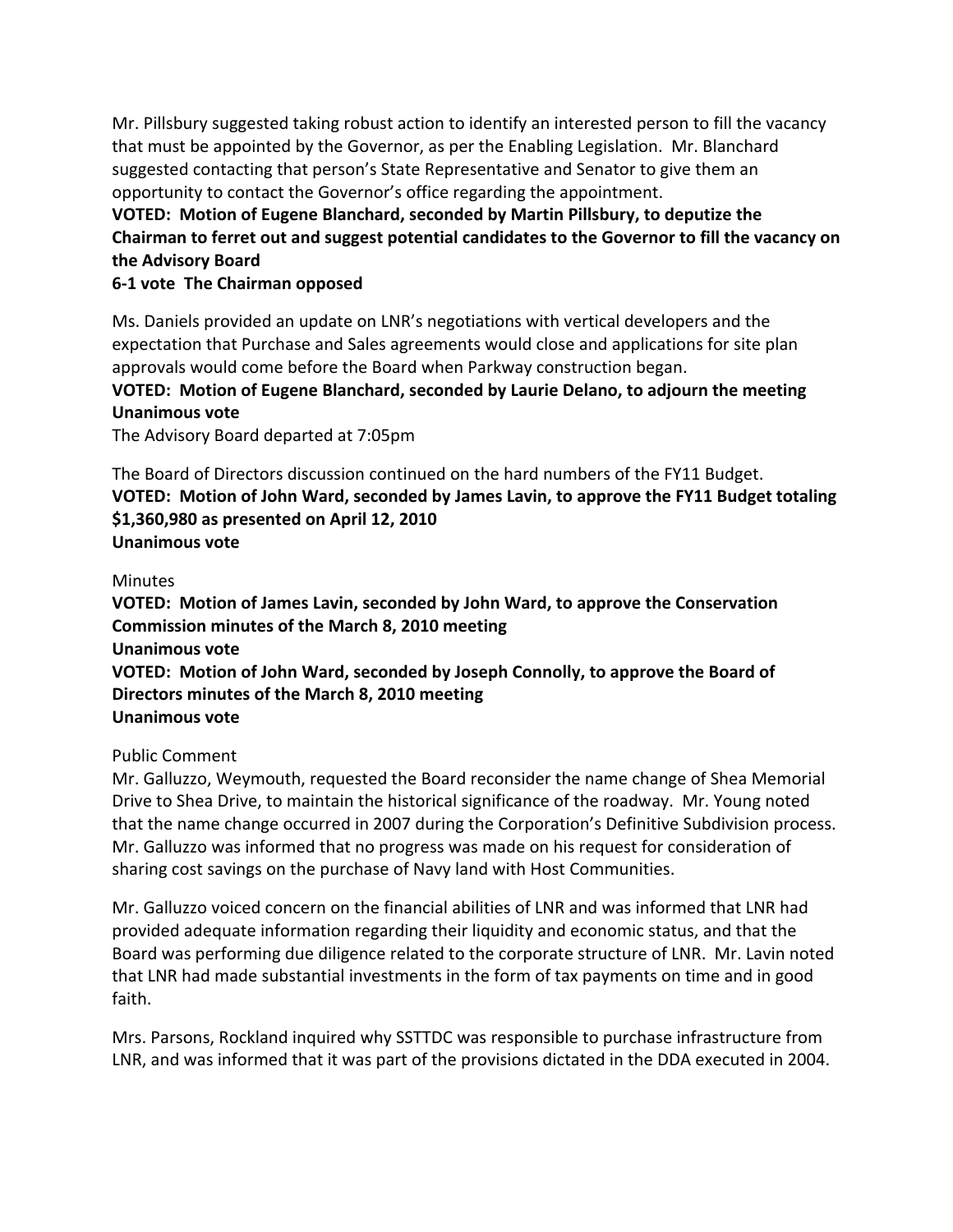Mr. Pillsbury suggested taking robust action to identify an interested person to fill the vacancy that must be appointed by the Governor, as per the Enabling Legislation. Mr. Blanchard suggested contacting that person's State Representative and Senator to give them an opportunity to contact the Governor's office regarding the appointment.

**VOTED: Motion of Eugene Blanchard, seconded by Martin Pillsbury, to deputize the Chairman to ferret out and suggest potential candidates to the Governor to fill the vacancy on the Advisory Board**
**6-1 vote The Chairman opposed**

Ms. Daniels provided an update on LNR's negotiations with vertical developers and the expectation that Purchase and Sales agreements would close and applications for site plan approvals would come before the Board when Parkway construction began.

**VOTED: Motion of Eugene Blanchard, seconded by Laurie Delano, to adjourn the meeting**
**Unanimous vote**

The Advisory Board departed at 7:05pm

The Board of Directors discussion continued on the hard numbers of the FY11 Budget.

**VOTED: Motion of John Ward, seconded by James Lavin, to approve the FY11 Budget totaling $1,360,980 as presented on April 12, 2010**
**Unanimous vote**

Minutes

**VOTED: Motion of James Lavin, seconded by John Ward, to approve the Conservation Commission minutes of the March 8, 2010 meeting**
**Unanimous vote**
**VOTED: Motion of John Ward, seconded by Joseph Connolly, to approve the Board of Directors minutes of the March 8, 2010 meeting**
**Unanimous vote**

Public Comment

Mr. Galluzzo, Weymouth, requested the Board reconsider the name change of Shea Memorial Drive to Shea Drive, to maintain the historical significance of the roadway. Mr. Young noted that the name change occurred in 2007 during the Corporation's Definitive Subdivision process. Mr. Galluzzo was informed that no progress was made on his request for consideration of sharing cost savings on the purchase of Navy land with Host Communities.

Mr. Galluzzo voiced concern on the financial abilities of LNR and was informed that LNR had provided adequate information regarding their liquidity and economic status, and that the Board was performing due diligence related to the corporate structure of LNR. Mr. Lavin noted that LNR had made substantial investments in the form of tax payments on time and in good faith.

Mrs. Parsons, Rockland inquired why SSTTDC was responsible to purchase infrastructure from LNR, and was informed that it was part of the provisions dictated in the DDA executed in 2004.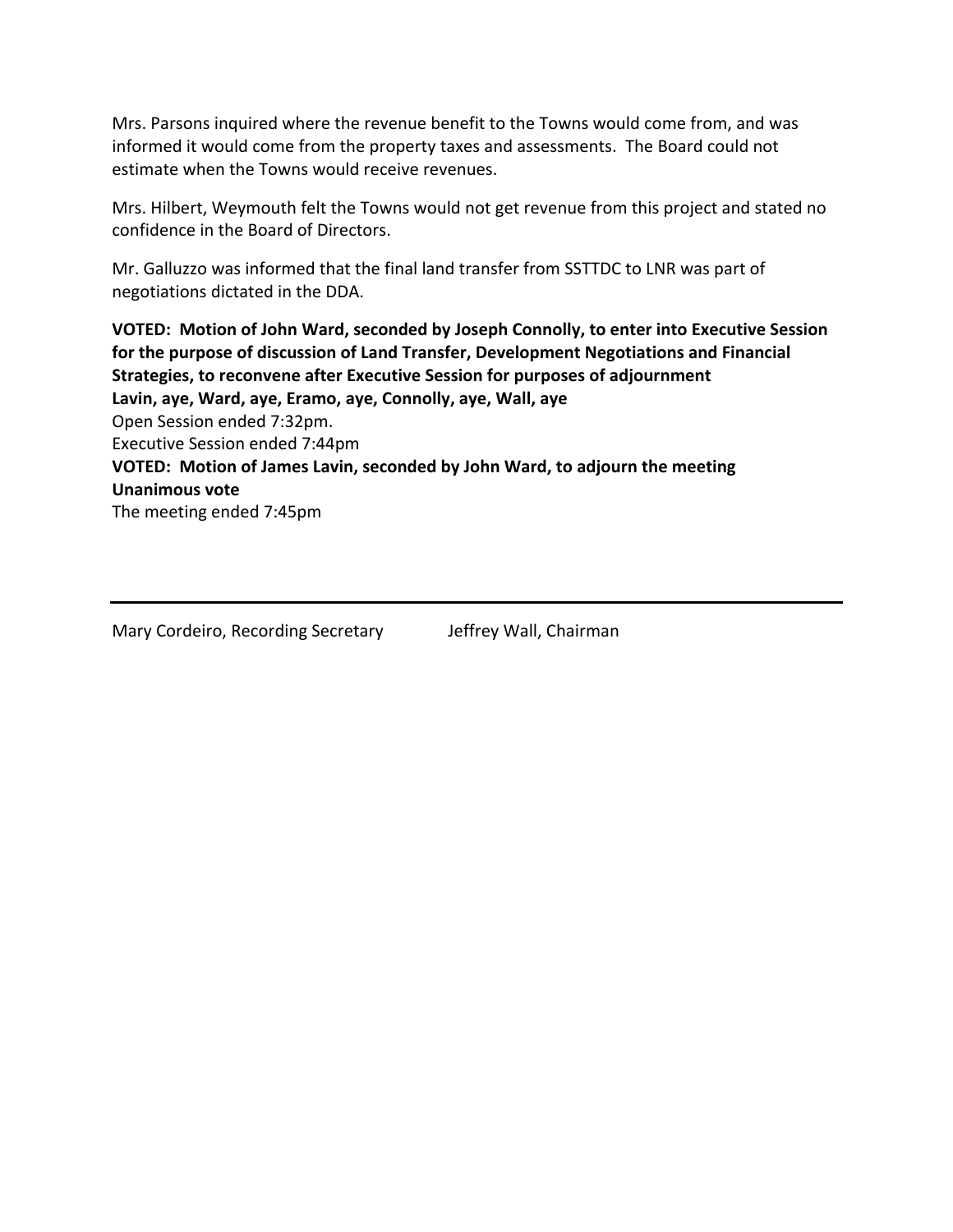Mrs. Parsons inquired where the revenue benefit to the Towns would come from, and was informed it would come from the property taxes and assessments. The Board could not estimate when the Towns would receive revenues.

Mrs. Hilbert, Weymouth felt the Towns would not get revenue from this project and stated no confidence in the Board of Directors.

Mr. Galluzzo was informed that the final land transfer from SSTTDC to LNR was part of negotiations dictated in the DDA.

**VOTED: Motion of John Ward, seconded by Joseph Connolly, to enter into Executive Session for the purpose of discussion of Land Transfer, Development Negotiations and Financial Strategies, to reconvene after Executive Session for purposes of adjournment**
**Lavin, aye, Ward, aye, Eramo, aye, Connolly, aye, Wall, aye**
Open Session ended 7:32pm.
Executive Session ended 7:44pm
**VOTED: Motion of James Lavin, seconded by John Ward, to adjourn the meeting**
**Unanimous vote**
The meeting ended 7:45pm

---

Mary Cordeiro, Recording Secretary          Jeffrey Wall, Chairman